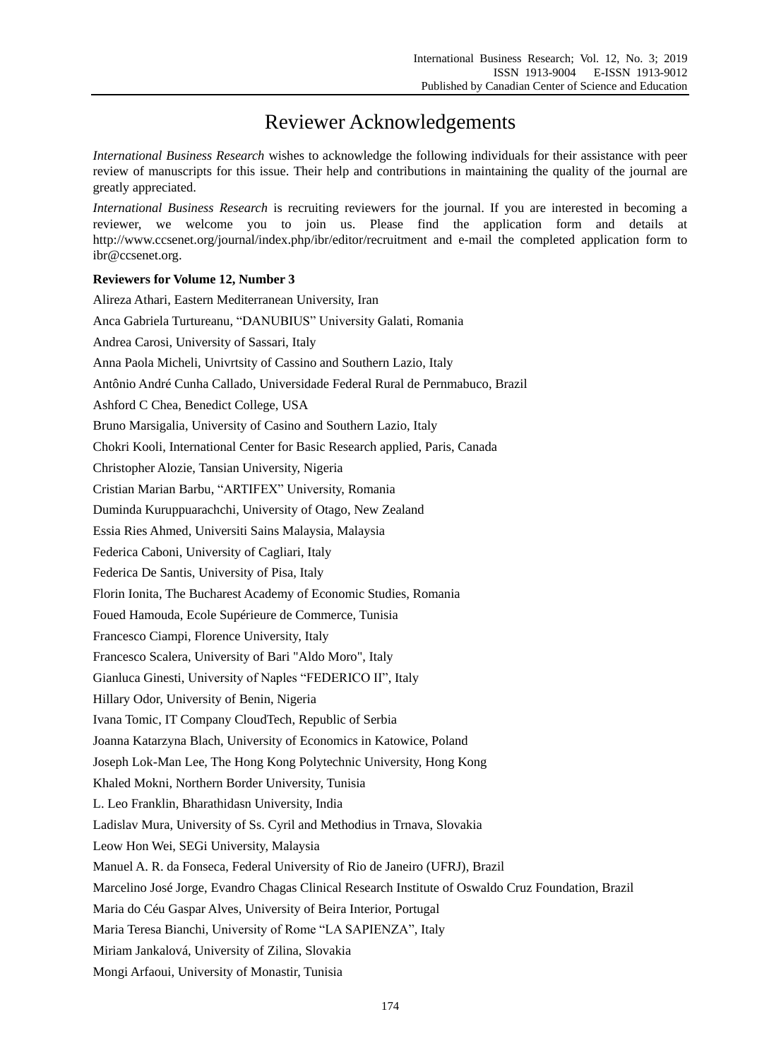# Reviewer Acknowledgements

*International Business Research* wishes to acknowledge the following individuals for their assistance with peer review of manuscripts for this issue. Their help and contributions in maintaining the quality of the journal are greatly appreciated.

*International Business Research* is recruiting reviewers for the journal. If you are interested in becoming a reviewer, we welcome you to join us. Please find the application form and details at http://www.ccsenet.org/journal/index.php/ibr/editor/recruitment and e-mail the completed application form to ibr@ccsenet.org.

**Reviewers for Volume 12, Number 3**

Alireza Athari, Eastern Mediterranean University, Iran

Anca Gabriela Turtureanu, "DANUBIUS" University Galati, Romania

Andrea Carosi, University of Sassari, Italy

Anna Paola Micheli, Univrtsity of Cassino and Southern Lazio, Italy

Antônio André Cunha Callado, Universidade Federal Rural de Pernmabuco, Brazil

Ashford C Chea, Benedict College, USA

Bruno Marsigalia, University of Casino and Southern Lazio, Italy

Chokri Kooli, International Center for Basic Research applied, Paris, Canada

Christopher Alozie, Tansian University, Nigeria

Cristian Marian Barbu, "ARTIFEX" University, Romania

Duminda Kuruppuarachchi, University of Otago, New Zealand

Essia Ries Ahmed, Universiti Sains Malaysia, Malaysia

Federica Caboni, University of Cagliari, Italy

Federica De Santis, University of Pisa, Italy

Florin Ionita, The Bucharest Academy of Economic Studies, Romania

Foued Hamouda, Ecole Supérieure de Commerce, Tunisia

Francesco Ciampi, Florence University, Italy

Francesco Scalera, University of Bari "Aldo Moro", Italy

Gianluca Ginesti, University of Naples "FEDERICO II", Italy

Hillary Odor, University of Benin, Nigeria

Ivana Tomic, IT Company CloudTech, Republic of Serbia

Joanna Katarzyna Blach, University of Economics in Katowice, Poland

Joseph Lok-Man Lee, The Hong Kong Polytechnic University, Hong Kong

Khaled Mokni, Northern Border University, Tunisia

L. Leo Franklin, Bharathidasn University, India

Ladislav Mura, University of Ss. Cyril and Methodius in Trnava, Slovakia

Leow Hon Wei, SEGi University, Malaysia

Manuel A. R. da Fonseca, Federal University of Rio de Janeiro (UFRJ), Brazil

Marcelino José Jorge, Evandro Chagas Clinical Research Institute of Oswaldo Cruz Foundation, Brazil

Maria do Céu Gaspar Alves, University of Beira Interior, Portugal

Maria Teresa Bianchi, University of Rome "LA SAPIENZA", Italy

Miriam Jankalová, University of Zilina, Slovakia

Mongi Arfaoui, University of Monastir, Tunisia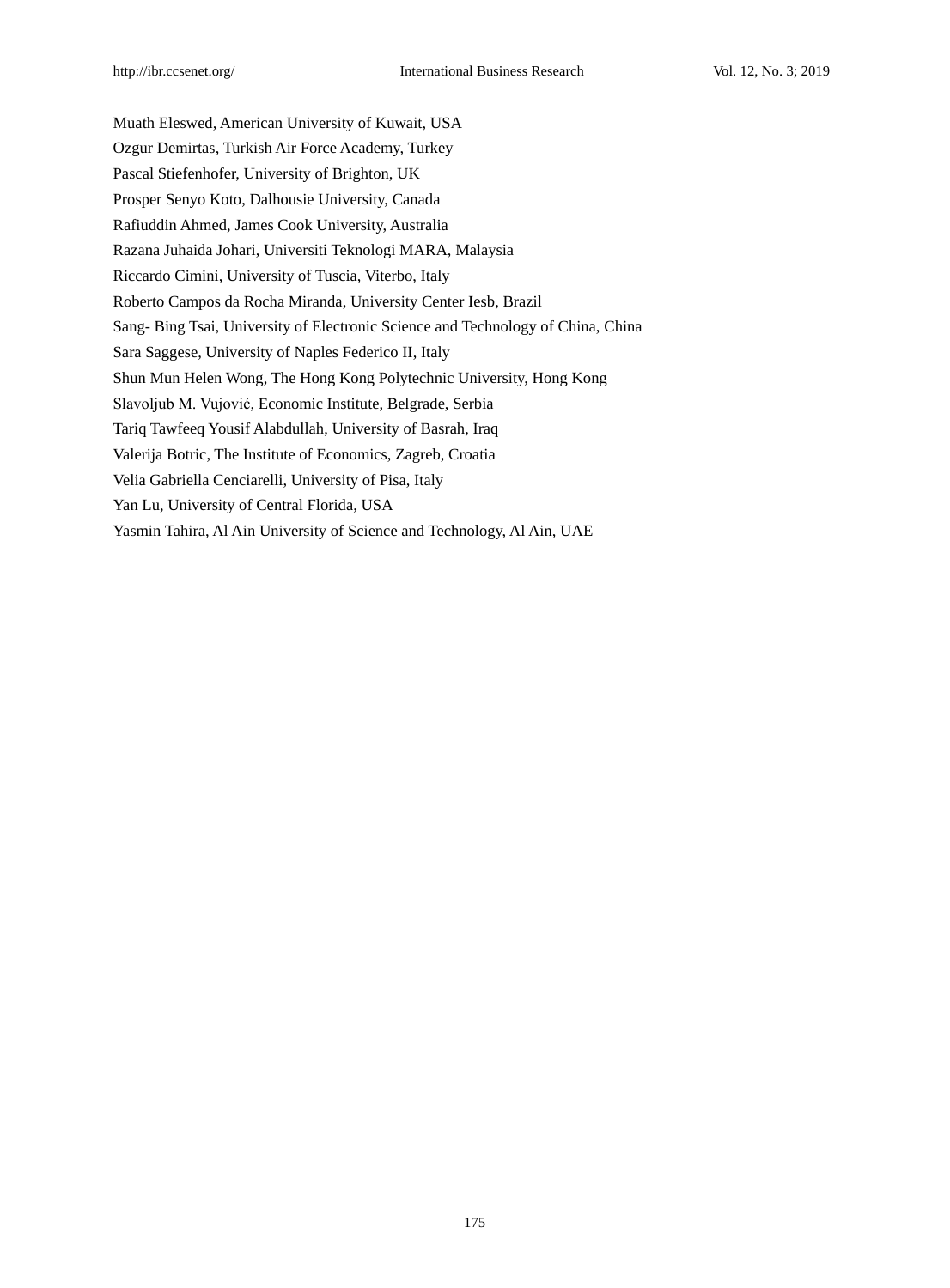Muath Eleswed, American University of Kuwait, USA

Ozgur Demirtas, Turkish Air Force Academy, Turkey

Pascal Stiefenhofer, University of Brighton, UK

Prosper Senyo Koto, Dalhousie University, Canada

Rafiuddin Ahmed, James Cook University, Australia

Razana Juhaida Johari, Universiti Teknologi MARA, Malaysia

Riccardo Cimini, University of Tuscia, Viterbo, Italy

Roberto Campos da Rocha Miranda, University Center Iesb, Brazil

Sang- Bing Tsai, University of Electronic Science and Technology of China, China

Sara Saggese, University of Naples Federico II, Italy

Shun Mun Helen Wong, The Hong Kong Polytechnic University, Hong Kong

Slavoljub M. Vujović, Economic Institute, Belgrade, Serbia

Tariq Tawfeeq Yousif Alabdullah, University of Basrah, Iraq

Valerija Botric, The Institute of Economics, Zagreb, Croatia

Velia Gabriella Cenciarelli, University of Pisa, Italy

Yan Lu, University of Central Florida, USA

Yasmin Tahira, Al Ain University of Science and Technology, Al Ain, UAE